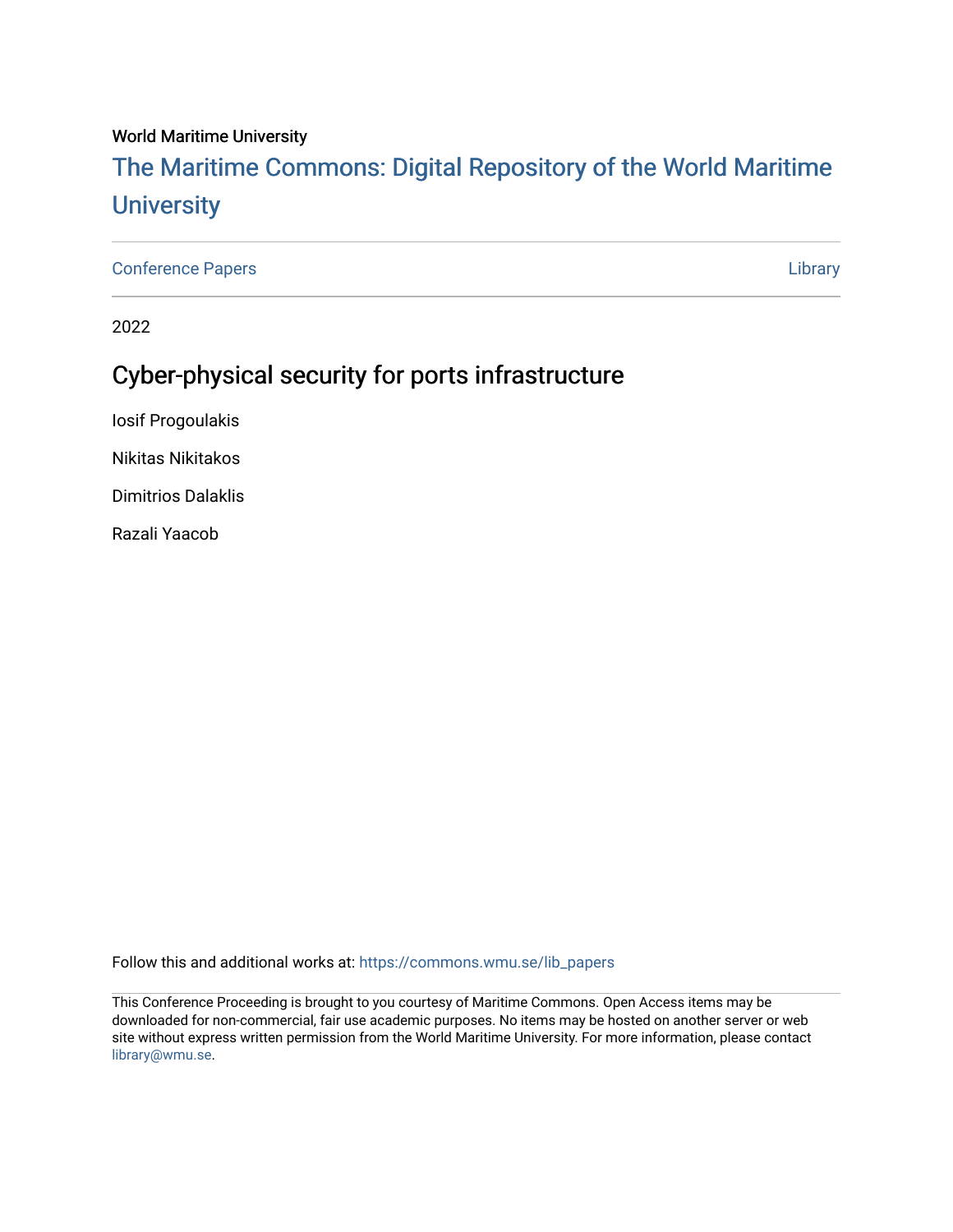World Maritime University

# The Maritime Commons: Digital Repository of the World Maritime University

Conference Papers | Library

2022

## Cyber-physical security for ports infrastructure

Iosif Progoulakis

Nikitas Nikitakos

Dimitrios Dalaklis

Razali Yaacob

Follow this and additional works at: https://commons.wmu.se/lib_papers

This Conference Proceeding is brought to you courtesy of Maritime Commons. Open Access items may be downloaded for non-commercial, fair use academic purposes. No items may be hosted on another server or web site without express written permission from the World Maritime University. For more information, please contact library@wmu.se.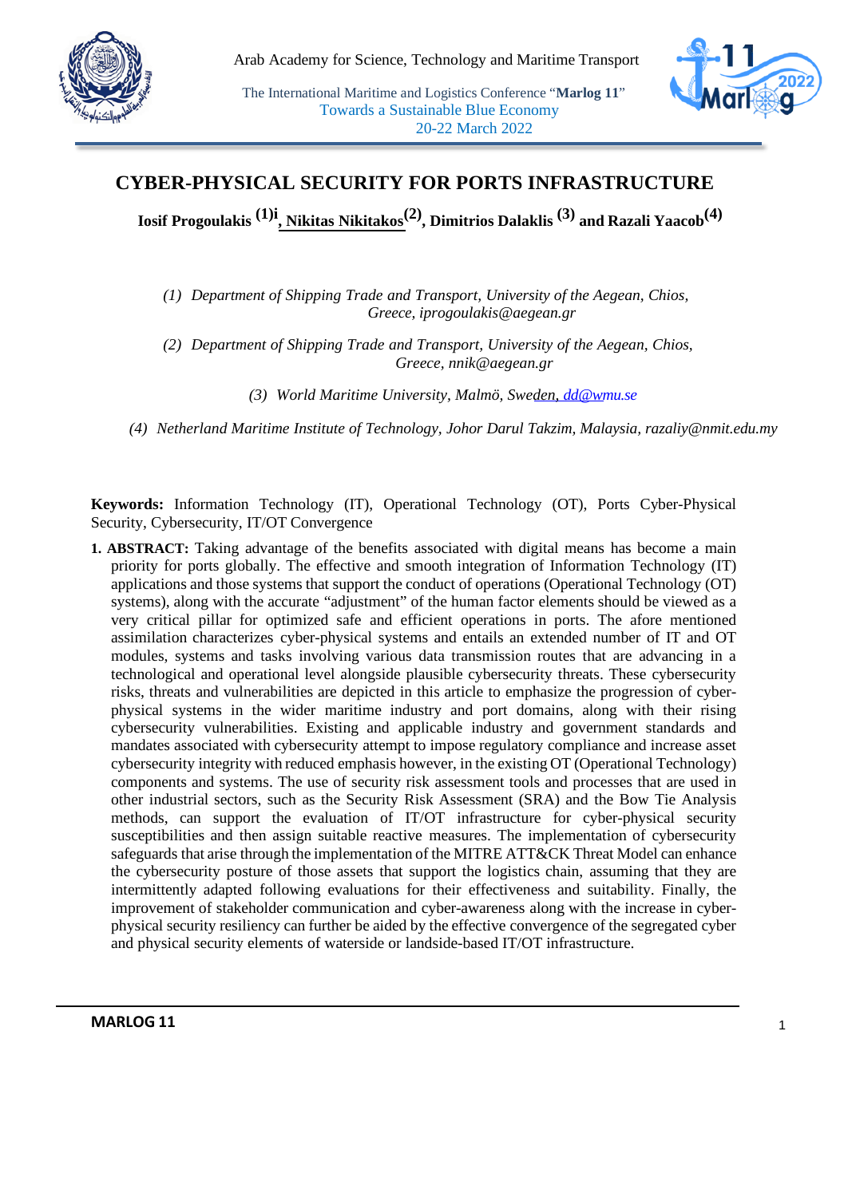# CYBER-PHYSICAL SECURITY FOR PORTS INFRASTRUCTURE

**Iosif Progoulakis** [(1)i], **Nikitas Nikitakos** [(2)], **Dimitrios Dalaklis** [(3)] **and Razali Yaacob** [(4)]

(1) *Department of Shipping Trade and Transport, University of the Aegean, Chios, Greece, iprogoulakis@aegean.gr*

(2) *Department of Shipping Trade and Transport, University of the Aegean, Chios, Greece, nnik@aegean.gr*

(3) *World Maritime University, Malmö, Sweden, dd@wmu.se*

(4) *Netherland Maritime Institute of Technology, Johor Darul Takzim, Malaysia, razaliy@nmit.edu.my*

**Keywords:** Information Technology (IT), Operational Technology (OT), Ports Cyber-Physical Security, Cybersecurity, IT/OT Convergence

**1. ABSTRACT:** Taking advantage of the benefits associated with digital means has become a main priority for ports globally. The effective and smooth integration of Information Technology (IT) applications and those systems that support the conduct of operations (Operational Technology (OT) systems), along with the accurate "adjustment" of the human factor elements should be viewed as a very critical pillar for optimized safe and efficient operations in ports. The afore mentioned assimilation characterizes cyber-physical systems and entails an extended number of IT and OT modules, systems and tasks involving various data transmission routes that are advancing in a technological and operational level alongside plausible cybersecurity threats. These cybersecurity risks, threats and vulnerabilities are depicted in this article to emphasize the progression of cyber-physical systems in the wider maritime industry and port domains, along with their rising cybersecurity vulnerabilities. Existing and applicable industry and government standards and mandates associated with cybersecurity attempt to impose regulatory compliance and increase asset cybersecurity integrity with reduced emphasis however, in the existing OT (Operational Technology) components and systems. The use of security risk assessment tools and processes that are used in other industrial sectors, such as the Security Risk Assessment (SRA) and the Bow Tie Analysis methods, can support the evaluation of IT/OT infrastructure for cyber-physical security susceptibilities and then assign suitable reactive measures. The implementation of cybersecurity safeguards that arise through the implementation of the MITRE ATT&CK Threat Model can enhance the cybersecurity posture of those assets that support the logistics chain, assuming that they are intermittently adapted following evaluations for their effectiveness and suitability. Finally, the improvement of stakeholder communication and cyber-awareness along with the increase in cyber-physical security resiliency can further be aided by the effective convergence of the segregated cyber and physical security elements of waterside or landside-based IT/OT infrastructure.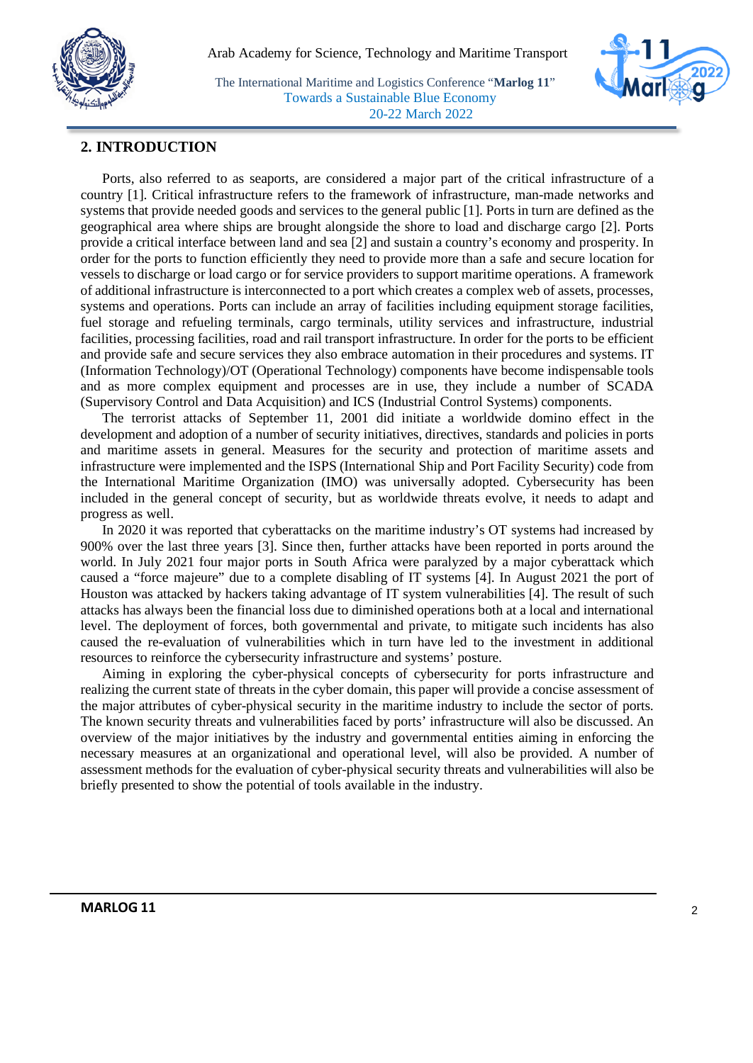## 2. INTRODUCTION

Ports, also referred to as seaports, are considered a major part of the critical infrastructure of a country [1]. Critical infrastructure refers to the framework of infrastructure, man-made networks and systems that provide needed goods and services to the general public [1]. Ports in turn are defined as the geographical area where ships are brought alongside the shore to load and discharge cargo [2]. Ports provide a critical interface between land and sea [2] and sustain a country's economy and prosperity. In order for the ports to function efficiently they need to provide more than a safe and secure location for vessels to discharge or load cargo or for service providers to support maritime operations. A framework of additional infrastructure is interconnected to a port which creates a complex web of assets, processes, systems and operations. Ports can include an array of facilities including equipment storage facilities, fuel storage and refueling terminals, cargo terminals, utility services and infrastructure, industrial facilities, processing facilities, road and rail transport infrastructure. In order for the ports to be efficient and provide safe and secure services they also embrace automation in their procedures and systems. IT (Information Technology)/OT (Operational Technology) components have become indispensable tools and as more complex equipment and processes are in use, they include a number of SCADA (Supervisory Control and Data Acquisition) and ICS (Industrial Control Systems) components.

The terrorist attacks of September 11, 2001 did initiate a worldwide domino effect in the development and adoption of a number of security initiatives, directives, standards and policies in ports and maritime assets in general. Measures for the security and protection of maritime assets and infrastructure were implemented and the ISPS (International Ship and Port Facility Security) code from the International Maritime Organization (IMO) was universally adopted. Cybersecurity has been included in the general concept of security, but as worldwide threats evolve, it needs to adapt and progress as well.

In 2020 it was reported that cyberattacks on the maritime industry's OT systems had increased by 900% over the last three years [3]. Since then, further attacks have been reported in ports around the world. In July 2021 four major ports in South Africa were paralyzed by a major cyberattack which caused a "force majeure" due to a complete disabling of IT systems [4]. In August 2021 the port of Houston was attacked by hackers taking advantage of IT system vulnerabilities [4]. The result of such attacks has always been the financial loss due to diminished operations both at a local and international level. The deployment of forces, both governmental and private, to mitigate such incidents has also caused the re-evaluation of vulnerabilities which in turn have led to the investment in additional resources to reinforce the cybersecurity infrastructure and systems' posture.

Aiming in exploring the cyber-physical concepts of cybersecurity for ports infrastructure and realizing the current state of threats in the cyber domain, this paper will provide a concise assessment of the major attributes of cyber-physical security in the maritime industry to include the sector of ports. The known security threats and vulnerabilities faced by ports' infrastructure will also be discussed. An overview of the major initiatives by the industry and governmental entities aiming in enforcing the necessary measures at an organizational and operational level, will also be provided. A number of assessment methods for the evaluation of cyber-physical security threats and vulnerabilities will also be briefly presented to show the potential of tools available in the industry.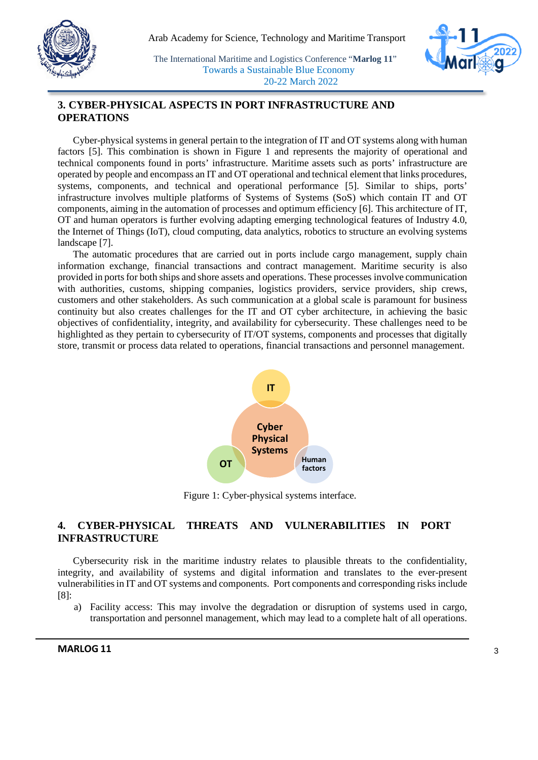## 3. CYBER-PHYSICAL ASPECTS IN PORT INFRASTRUCTURE AND OPERATIONS

Cyber-physical systems in general pertain to the integration of IT and OT systems along with human factors [5]. This combination is shown in Figure 1 and represents the majority of operational and technical components found in ports' infrastructure. Maritime assets such as ports' infrastructure are operated by people and encompass an IT and OT operational and technical element that links procedures, systems, components, and technical and operational performance [5]. Similar to ships, ports' infrastructure involves multiple platforms of Systems of Systems (SoS) which contain IT and OT components, aiming in the automation of processes and optimum efficiency [6]. This architecture of IT, OT and human operators is further evolving adapting emerging technological features of Industry 4.0, the Internet of Things (IoT), cloud computing, data analytics, robotics to structure an evolving systems landscape [7].

The automatic procedures that are carried out in ports include cargo management, supply chain information exchange, financial transactions and contract management. Maritime security is also provided in ports for both ships and shore assets and operations. These processes involve communication with authorities, customs, shipping companies, logistics providers, service providers, ship crews, customers and other stakeholders. As such communication at a global scale is paramount for business continuity but also creates challenges for the IT and OT cyber architecture, in achieving the basic objectives of confidentiality, integrity, and availability for cybersecurity. These challenges need to be highlighted as they pertain to cybersecurity of IT/OT systems, components and processes that digitally store, transmit or process data related to operations, financial transactions and personnel management.

IT

Cyber Physical Systems

OT

Human factors

Figure 1: Cyber-physical systems interface.

## 4. CYBER-PHYSICAL THREATS AND VULNERABILITIES IN PORT INFRASTRUCTURE

Cybersecurity risk in the maritime industry relates to plausible threats to the confidentiality, integrity, and availability of systems and digital information and translates to the ever-present vulnerabilities in IT and OT systems and components. Port components and corresponding risks include [8]:

a) Facility access: This may involve the degradation or disruption of systems used in cargo, transportation and personnel management, which may lead to a complete halt of all operations.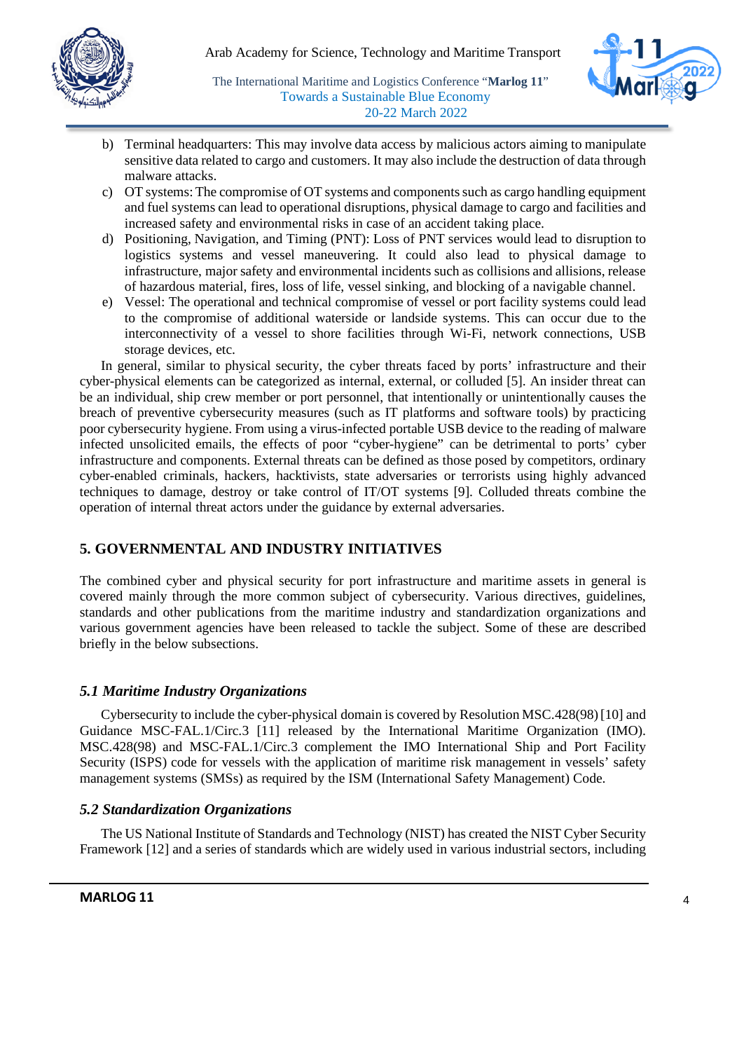b) Terminal headquarters: This may involve data access by malicious actors aiming to manipulate sensitive data related to cargo and customers. It may also include the destruction of data through malware attacks.
c) OT systems: The compromise of OT systems and components such as cargo handling equipment and fuel systems can lead to operational disruptions, physical damage to cargo and facilities and increased safety and environmental risks in case of an accident taking place.
d) Positioning, Navigation, and Timing (PNT): Loss of PNT services would lead to disruption to logistics systems and vessel maneuvering. It could also lead to physical damage to infrastructure, major safety and environmental incidents such as collisions and allisions, release of hazardous material, fires, loss of life, vessel sinking, and blocking of a navigable channel.
e) Vessel: The operational and technical compromise of vessel or port facility systems could lead to the compromise of additional waterside or landside systems. This can occur due to the interconnectivity of a vessel to shore facilities through Wi-Fi, network connections, USB storage devices, etc.

In general, similar to physical security, the cyber threats faced by ports' infrastructure and their cyber-physical elements can be categorized as internal, external, or colluded [5]. An insider threat can be an individual, ship crew member or port personnel, that intentionally or unintentionally causes the breach of preventive cybersecurity measures (such as IT platforms and software tools) by practicing poor cybersecurity hygiene. From using a virus-infected portable USB device to the reading of malware infected unsolicited emails, the effects of poor "cyber-hygiene" can be detrimental to ports' cyber infrastructure and components. External threats can be defined as those posed by competitors, ordinary cyber-enabled criminals, hackers, hacktivists, state adversaries or terrorists using highly advanced techniques to damage, destroy or take control of IT/OT systems [9]. Colluded threats combine the operation of internal threat actors under the guidance by external adversaries.

## 5. GOVERNMENTAL AND INDUSTRY INITIATIVES

The combined cyber and physical security for port infrastructure and maritime assets in general is covered mainly through the more common subject of cybersecurity. Various directives, guidelines, standards and other publications from the maritime industry and standardization organizations and various government agencies have been released to tackle the subject. Some of these are described briefly in the below subsections.

### *5.1 Maritime Industry Organizations*

Cybersecurity to include the cyber-physical domain is covered by Resolution MSC.428(98) [10] and Guidance MSC-FAL.1/Circ.3 [11] released by the International Maritime Organization (IMO). MSC.428(98) and MSC-FAL.1/Circ.3 complement the IMO International Ship and Port Facility Security (ISPS) code for vessels with the application of maritime risk management in vessels' safety management systems (SMSs) as required by the ISM (International Safety Management) Code.

### *5.2 Standardization Organizations*

The US National Institute of Standards and Technology (NIST) has created the NIST Cyber Security Framework [12] and a series of standards which are widely used in various industrial sectors, including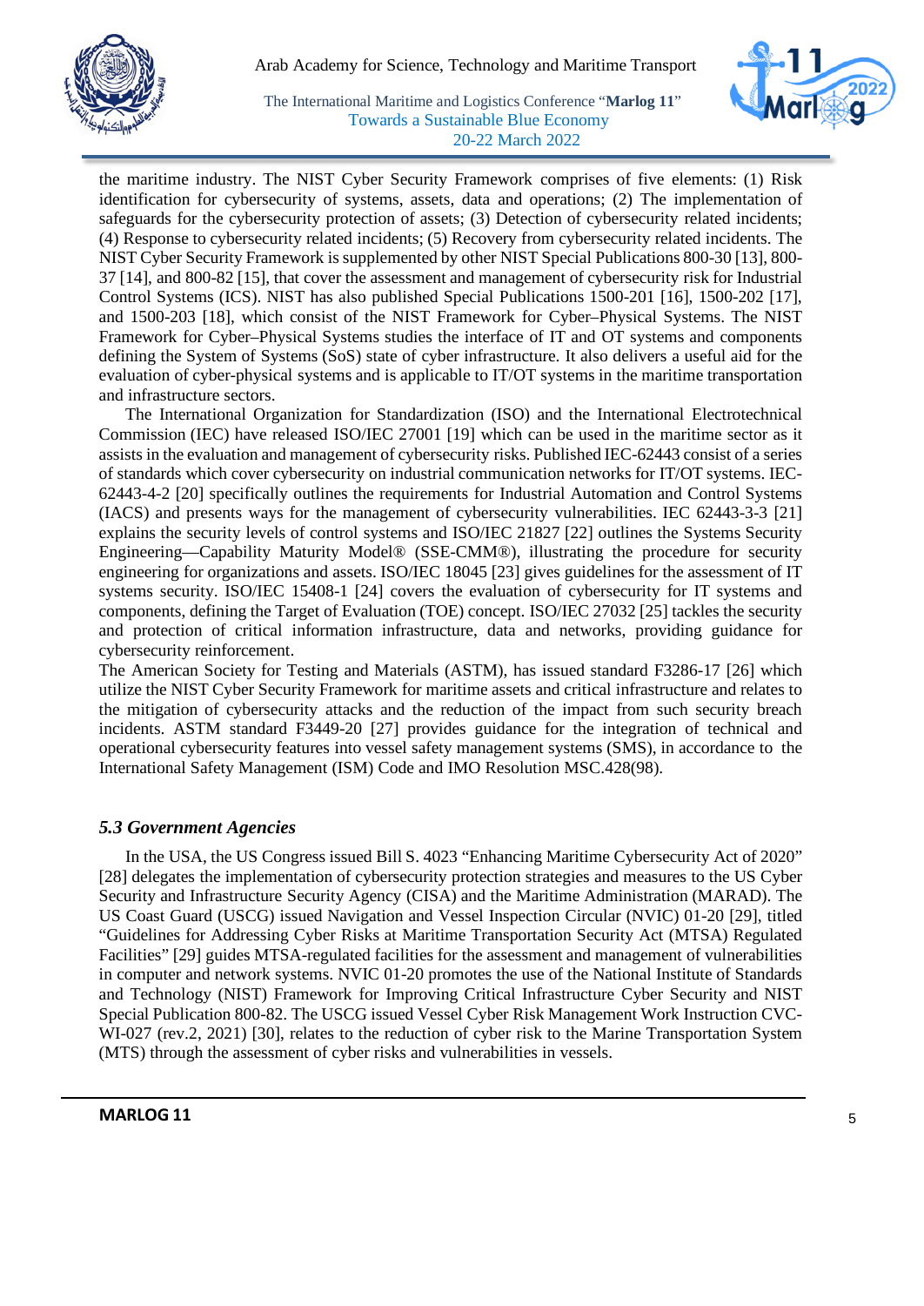the maritime industry. The NIST Cyber Security Framework comprises of five elements: (1) Risk identification for cybersecurity of systems, assets, data and operations; (2) The implementation of safeguards for the cybersecurity protection of assets; (3) Detection of cybersecurity related incidents; (4) Response to cybersecurity related incidents; (5) Recovery from cybersecurity related incidents. The NIST Cyber Security Framework is supplemented by other NIST Special Publications 800-30 [13], 800-37 [14], and 800-82 [15], that cover the assessment and management of cybersecurity risk for Industrial Control Systems (ICS). NIST has also published Special Publications 1500-201 [16], 1500-202 [17], and 1500-203 [18], which consist of the NIST Framework for Cyber–Physical Systems. The NIST Framework for Cyber–Physical Systems studies the interface of IT and OT systems and components defining the System of Systems (SoS) state of cyber infrastructure. It also delivers a useful aid for the evaluation of cyber-physical systems and is applicable to IT/OT systems in the maritime transportation and infrastructure sectors.

The International Organization for Standardization (ISO) and the International Electrotechnical Commission (IEC) have released ISO/IEC 27001 [19] which can be used in the maritime sector as it assists in the evaluation and management of cybersecurity risks. Published IEC-62443 consist of a series of standards which cover cybersecurity on industrial communication networks for IT/OT systems. IEC-62443-4-2 [20] specifically outlines the requirements for Industrial Automation and Control Systems (IACS) and presents ways for the management of cybersecurity vulnerabilities. IEC 62443-3-3 [21] explains the security levels of control systems and ISO/IEC 21827 [22] outlines the Systems Security Engineering—Capability Maturity Model® (SSE-CMM®), illustrating the procedure for security engineering for organizations and assets. ISO/IEC 18045 [23] gives guidelines for the assessment of IT systems security. ISO/IEC 15408-1 [24] covers the evaluation of cybersecurity for IT systems and components, defining the Target of Evaluation (TOE) concept. ISO/IEC 27032 [25] tackles the security and protection of critical information infrastructure, data and networks, providing guidance for cybersecurity reinforcement.

The American Society for Testing and Materials (ASTM), has issued standard F3286-17 [26] which utilize the NIST Cyber Security Framework for maritime assets and critical infrastructure and relates to the mitigation of cybersecurity attacks and the reduction of the impact from such security breach incidents. ASTM standard F3449-20 [27] provides guidance for the integration of technical and operational cybersecurity features into vessel safety management systems (SMS), in accordance to the International Safety Management (ISM) Code and IMO Resolution MSC.428(98).

### *5.3 Government Agencies*

In the USA, the US Congress issued Bill S. 4023 "Enhancing Maritime Cybersecurity Act of 2020" [28] delegates the implementation of cybersecurity protection strategies and measures to the US Cyber Security and Infrastructure Security Agency (CISA) and the Maritime Administration (MARAD). The US Coast Guard (USCG) issued Navigation and Vessel Inspection Circular (NVIC) 01-20 [29], titled "Guidelines for Addressing Cyber Risks at Maritime Transportation Security Act (MTSA) Regulated Facilities" [29] guides MTSA-regulated facilities for the assessment and management of vulnerabilities in computer and network systems. NVIC 01-20 promotes the use of the National Institute of Standards and Technology (NIST) Framework for Improving Critical Infrastructure Cyber Security and NIST Special Publication 800-82. The USCG issued Vessel Cyber Risk Management Work Instruction CVC-WI-027 (rev.2, 2021) [30], relates to the reduction of cyber risk to the Marine Transportation System (MTS) through the assessment of cyber risks and vulnerabilities in vessels.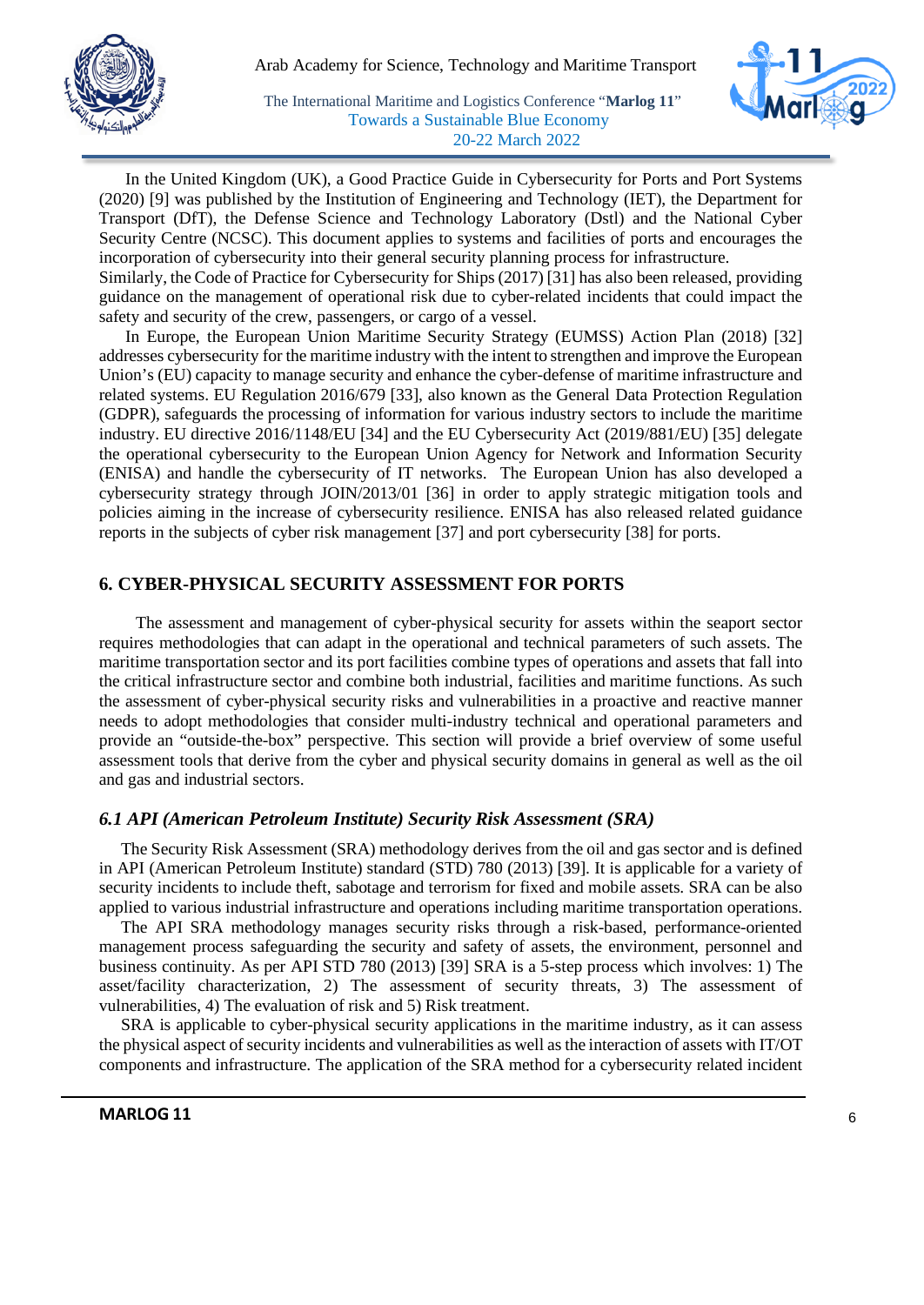In the United Kingdom (UK), a Good Practice Guide in Cybersecurity for Ports and Port Systems (2020) [9] was published by the Institution of Engineering and Technology (IET), the Department for Transport (DfT), the Defense Science and Technology Laboratory (Dstl) and the National Cyber Security Centre (NCSC). This document applies to systems and facilities of ports and encourages the incorporation of cybersecurity into their general security planning process for infrastructure.
Similarly, the Code of Practice for Cybersecurity for Ships (2017) [31] has also been released, providing guidance on the management of operational risk due to cyber-related incidents that could impact the safety and security of the crew, passengers, or cargo of a vessel.

In Europe, the European Union Maritime Security Strategy (EUMSS) Action Plan (2018) [32] addresses cybersecurity for the maritime industry with the intent to strengthen and improve the European Union's (EU) capacity to manage security and enhance the cyber-defense of maritime infrastructure and related systems. EU Regulation 2016/679 [33], also known as the General Data Protection Regulation (GDPR), safeguards the processing of information for various industry sectors to include the maritime industry. EU directive 2016/1148/EU [34] and the EU Cybersecurity Act (2019/881/EU) [35] delegate the operational cybersecurity to the European Union Agency for Network and Information Security (ENISA) and handle the cybersecurity of IT networks. The European Union has also developed a cybersecurity strategy through JOIN/2013/01 [36] in order to apply strategic mitigation tools and policies aiming in the increase of cybersecurity resilience. ENISA has also released related guidance reports in the subjects of cyber risk management [37] and port cybersecurity [38] for ports.

## 6. CYBER-PHYSICAL SECURITY ASSESSMENT FOR PORTS

The assessment and management of cyber-physical security for assets within the seaport sector requires methodologies that can adapt in the operational and technical parameters of such assets. The maritime transportation sector and its port facilities combine types of operations and assets that fall into the critical infrastructure sector and combine both industrial, facilities and maritime functions. As such the assessment of cyber-physical security risks and vulnerabilities in a proactive and reactive manner needs to adopt methodologies that consider multi-industry technical and operational parameters and provide an "outside-the-box" perspective. This section will provide a brief overview of some useful assessment tools that derive from the cyber and physical security domains in general as well as the oil and gas and industrial sectors.

### *6.1 API (American Petroleum Institute) Security Risk Assessment (SRA)*

The Security Risk Assessment (SRA) methodology derives from the oil and gas sector and is defined in API (American Petroleum Institute) standard (STD) 780 (2013) [39]. It is applicable for a variety of security incidents to include theft, sabotage and terrorism for fixed and mobile assets. SRA can be also applied to various industrial infrastructure and operations including maritime transportation operations.

The API SRA methodology manages security risks through a risk-based, performance-oriented management process safeguarding the security and safety of assets, the environment, personnel and business continuity. As per API STD 780 (2013) [39] SRA is a 5-step process which involves: 1) The asset/facility characterization, 2) The assessment of security threats, 3) The assessment of vulnerabilities, 4) The evaluation of risk and 5) Risk treatment.

SRA is applicable to cyber-physical security applications in the maritime industry, as it can assess the physical aspect of security incidents and vulnerabilities as well as the interaction of assets with IT/OT components and infrastructure. The application of the SRA method for a cybersecurity related incident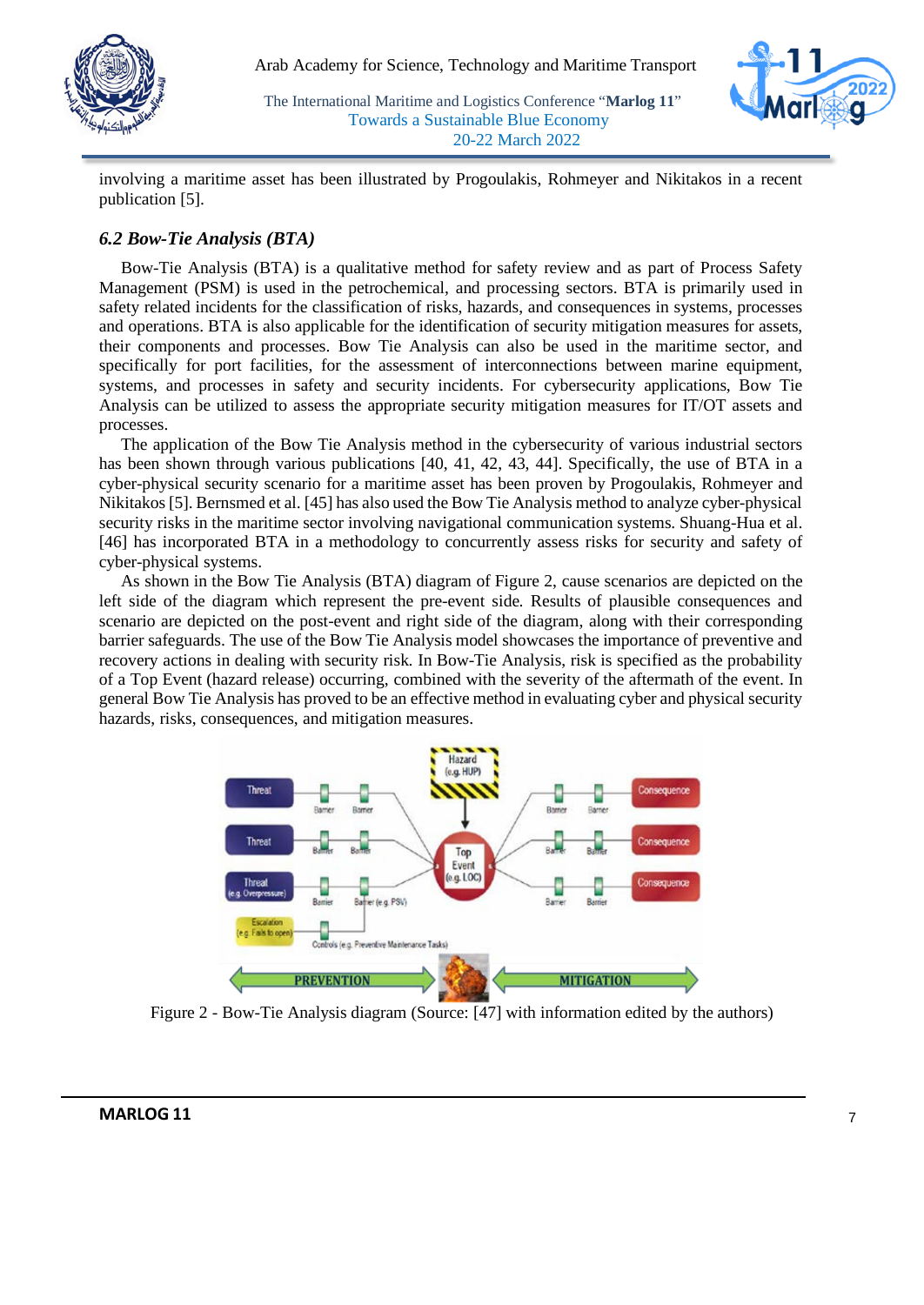involving a maritime asset has been illustrated by Progoulakis, Rohmeyer and Nikitakos in a recent publication [5].

### *6.2 Bow-Tie Analysis (BTA)*

Bow-Tie Analysis (BTA) is a qualitative method for safety review and as part of Process Safety Management (PSM) is used in the petrochemical, and processing sectors. BTA is primarily used in safety related incidents for the classification of risks, hazards, and consequences in systems, processes and operations. BTA is also applicable for the identification of security mitigation measures for assets, their components and processes. Bow Tie Analysis can also be used in the maritime sector, and specifically for port facilities, for the assessment of interconnections between marine equipment, systems, and processes in safety and security incidents. For cybersecurity applications, Bow Tie Analysis can be utilized to assess the appropriate security mitigation measures for IT/OT assets and processes.

The application of the Bow Tie Analysis method in the cybersecurity of various industrial sectors has been shown through various publications [40, 41, 42, 43, 44]. Specifically, the use of BTA in a cyber-physical security scenario for a maritime asset has been proven by Progoulakis, Rohmeyer and Nikitakos [5]. Bernsmed et al. [45] has also used the Bow Tie Analysis method to analyze cyber-physical security risks in the maritime sector involving navigational communication systems. Shuang-Hua et al. [46] has incorporated BTA in a methodology to concurrently assess risks for security and safety of cyber-physical systems.

As shown in the Bow Tie Analysis (BTA) diagram of Figure 2, cause scenarios are depicted on the left side of the diagram which represent the pre-event side. Results of plausible consequences and scenario are depicted on the post-event and right side of the diagram, along with their corresponding barrier safeguards. The use of the Bow Tie Analysis model showcases the importance of preventive and recovery actions in dealing with security risk. In Bow-Tie Analysis, risk is specified as the probability of a Top Event (hazard release) occurring, combined with the severity of the aftermath of the event. In general Bow Tie Analysis has proved to be an effective method in evaluating cyber and physical security hazards, risks, consequences, and mitigation measures.

Figure 2 - Bow-Tie Analysis diagram (Source: [47] with information edited by the authors)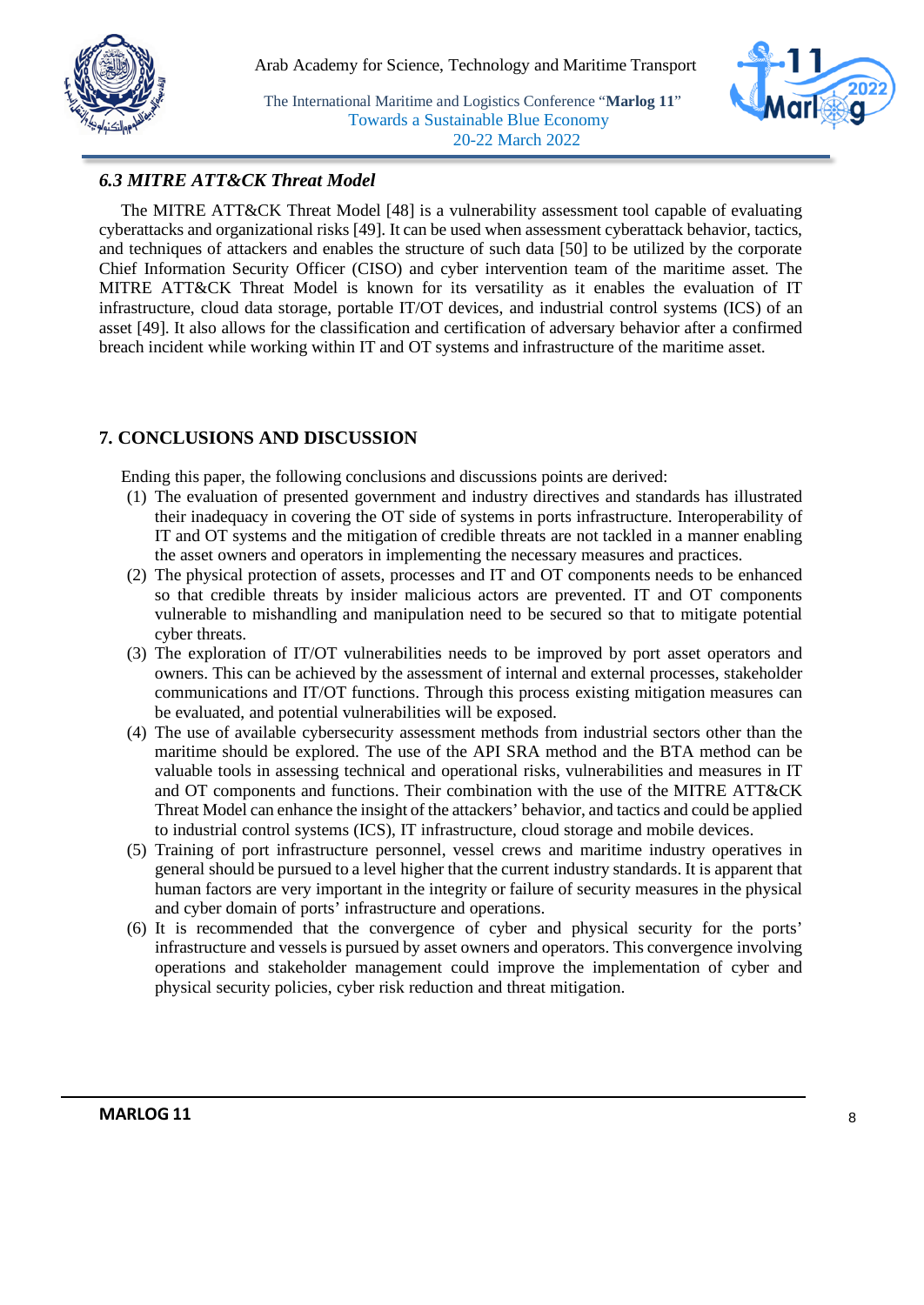### *6.3 MITRE ATT&CK Threat Model*

The MITRE ATT&CK Threat Model [48] is a vulnerability assessment tool capable of evaluating cyberattacks and organizational risks [49]. It can be used when assessment cyberattack behavior, tactics, and techniques of attackers and enables the structure of such data [50] to be utilized by the corporate Chief Information Security Officer (CISO) and cyber intervention team of the maritime asset. The MITRE ATT&CK Threat Model is known for its versatility as it enables the evaluation of IT infrastructure, cloud data storage, portable IT/OT devices, and industrial control systems (ICS) of an asset [49]. It also allows for the classification and certification of adversary behavior after a confirmed breach incident while working within IT and OT systems and infrastructure of the maritime asset.

## 7. CONCLUSIONS AND DISCUSSION

Ending this paper, the following conclusions and discussions points are derived:

(1) The evaluation of presented government and industry directives and standards has illustrated their inadequacy in covering the OT side of systems in ports infrastructure. Interoperability of IT and OT systems and the mitigation of credible threats are not tackled in a manner enabling the asset owners and operators in implementing the necessary measures and practices.

(2) The physical protection of assets, processes and IT and OT components needs to be enhanced so that credible threats by insider malicious actors are prevented. IT and OT components vulnerable to mishandling and manipulation need to be secured so that to mitigate potential cyber threats.

(3) The exploration of IT/OT vulnerabilities needs to be improved by port asset operators and owners. This can be achieved by the assessment of internal and external processes, stakeholder communications and IT/OT functions. Through this process existing mitigation measures can be evaluated, and potential vulnerabilities will be exposed.

(4) The use of available cybersecurity assessment methods from industrial sectors other than the maritime should be explored. The use of the API SRA method and the BTA method can be valuable tools in assessing technical and operational risks, vulnerabilities and measures in IT and OT components and functions. Their combination with the use of the MITRE ATT&CK Threat Model can enhance the insight of the attackers' behavior, and tactics and could be applied to industrial control systems (ICS), IT infrastructure, cloud storage and mobile devices.

(5) Training of port infrastructure personnel, vessel crews and maritime industry operatives in general should be pursued to a level higher that the current industry standards. It is apparent that human factors are very important in the integrity or failure of security measures in the physical and cyber domain of ports' infrastructure and operations.

(6) It is recommended that the convergence of cyber and physical security for the ports' infrastructure and vessels is pursued by asset owners and operators. This convergence involving operations and stakeholder management could improve the implementation of cyber and physical security policies, cyber risk reduction and threat mitigation.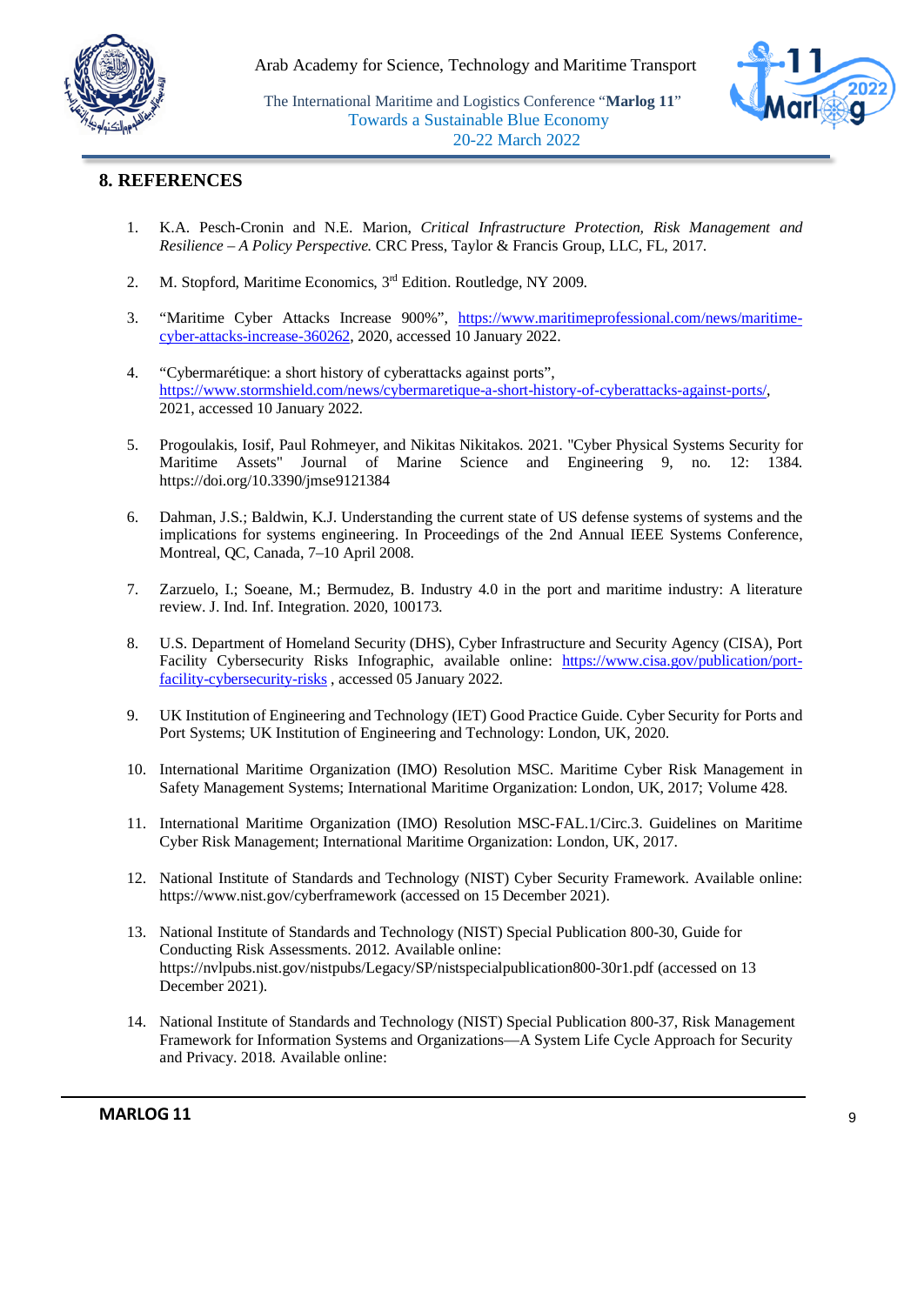## 8. REFERENCES

1. K.A. Pesch-Cronin and N.E. Marion, *Critical Infrastructure Protection, Risk Management and Resilience – A Policy Perspective.* CRC Press, Taylor & Francis Group, LLC, FL, 2017.

2. M. Stopford, Maritime Economics, 3rd Edition. Routledge, NY 2009.

3. "Maritime Cyber Attacks Increase 900%", https://www.maritimeprofessional.com/news/maritime-cyber-attacks-increase-360262, 2020, accessed 10 January 2022.

4. "Cybermarétique: a short history of cyberattacks against ports", https://www.stormshield.com/news/cybermaretique-a-short-history-of-cyberattacks-against-ports/, 2021, accessed 10 January 2022.

5. Progoulakis, Iosif, Paul Rohmeyer, and Nikitas Nikitakos. 2021. "Cyber Physical Systems Security for Maritime Assets" Journal of Marine Science and Engineering 9, no. 12: 1384. https://doi.org/10.3390/jmse9121384

6. Dahman, J.S.; Baldwin, K.J. Understanding the current state of US defense systems of systems and the implications for systems engineering. In Proceedings of the 2nd Annual IEEE Systems Conference, Montreal, QC, Canada, 7–10 April 2008.

7. Zarzuelo, I.; Soeane, M.; Bermudez, B. Industry 4.0 in the port and maritime industry: A literature review. J. Ind. Inf. Integration. 2020, 100173.

8. U.S. Department of Homeland Security (DHS), Cyber Infrastructure and Security Agency (CISA), Port Facility Cybersecurity Risks Infographic, available online: https://www.cisa.gov/publication/port-facility-cybersecurity-risks , accessed 05 January 2022.

9. UK Institution of Engineering and Technology (IET) Good Practice Guide. Cyber Security for Ports and Port Systems; UK Institution of Engineering and Technology: London, UK, 2020.

10. International Maritime Organization (IMO) Resolution MSC. Maritime Cyber Risk Management in Safety Management Systems; International Maritime Organization: London, UK, 2017; Volume 428.

11. International Maritime Organization (IMO) Resolution MSC-FAL.1/Circ.3. Guidelines on Maritime Cyber Risk Management; International Maritime Organization: London, UK, 2017.

12. National Institute of Standards and Technology (NIST) Cyber Security Framework. Available online: https://www.nist.gov/cyberframework (accessed on 15 December 2021).

13. National Institute of Standards and Technology (NIST) Special Publication 800-30, Guide for Conducting Risk Assessments. 2012. Available online: https://nvlpubs.nist.gov/nistpubs/Legacy/SP/nistspecialpublication800-30r1.pdf (accessed on 13 December 2021).

14. National Institute of Standards and Technology (NIST) Special Publication 800-37, Risk Management Framework for Information Systems and Organizations—A System Life Cycle Approach for Security and Privacy. 2018. Available online: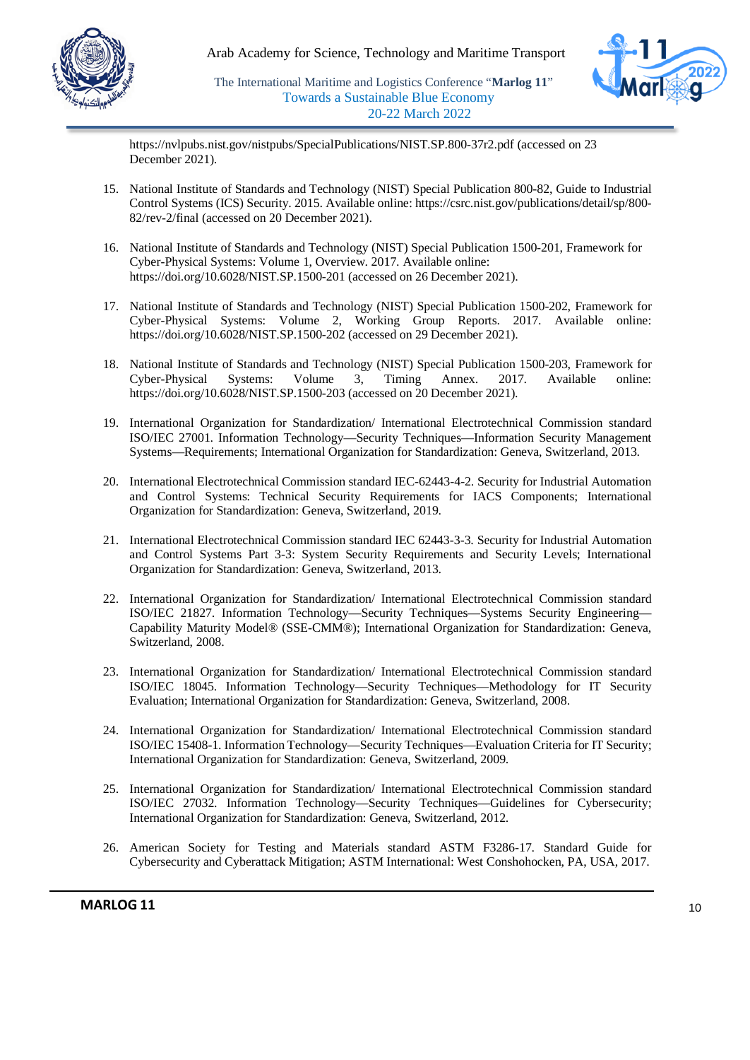https://nvlpubs.nist.gov/nistpubs/SpecialPublications/NIST.SP.800-37r2.pdf (accessed on 23 December 2021).

15. National Institute of Standards and Technology (NIST) Special Publication 800-82, Guide to Industrial Control Systems (ICS) Security. 2015. Available online: https://csrc.nist.gov/publications/detail/sp/800-82/rev-2/final (accessed on 20 December 2021).

16. National Institute of Standards and Technology (NIST) Special Publication 1500-201, Framework for Cyber-Physical Systems: Volume 1, Overview. 2017. Available online: https://doi.org/10.6028/NIST.SP.1500-201 (accessed on 26 December 2021).

17. National Institute of Standards and Technology (NIST) Special Publication 1500-202, Framework for Cyber-Physical Systems: Volume 2, Working Group Reports. 2017. Available online: https://doi.org/10.6028/NIST.SP.1500-202 (accessed on 29 December 2021).

18. National Institute of Standards and Technology (NIST) Special Publication 1500-203, Framework for Cyber-Physical Systems: Volume 3, Timing Annex. 2017. Available online: https://doi.org/10.6028/NIST.SP.1500-203 (accessed on 20 December 2021).

19. International Organization for Standardization/ International Electrotechnical Commission standard ISO/IEC 27001. Information Technology—Security Techniques—Information Security Management Systems—Requirements; International Organization for Standardization: Geneva, Switzerland, 2013.

20. International Electrotechnical Commission standard IEC-62443-4-2. Security for Industrial Automation and Control Systems: Technical Security Requirements for IACS Components; International Organization for Standardization: Geneva, Switzerland, 2019.

21. International Electrotechnical Commission standard IEC 62443-3-3. Security for Industrial Automation and Control Systems Part 3-3: System Security Requirements and Security Levels; International Organization for Standardization: Geneva, Switzerland, 2013.

22. International Organization for Standardization/ International Electrotechnical Commission standard ISO/IEC 21827. Information Technology—Security Techniques—Systems Security Engineering—Capability Maturity Model® (SSE-CMM®); International Organization for Standardization: Geneva, Switzerland, 2008.

23. International Organization for Standardization/ International Electrotechnical Commission standard ISO/IEC 18045. Information Technology—Security Techniques—Methodology for IT Security Evaluation; International Organization for Standardization: Geneva, Switzerland, 2008.

24. International Organization for Standardization/ International Electrotechnical Commission standard ISO/IEC 15408-1. Information Technology—Security Techniques—Evaluation Criteria for IT Security; International Organization for Standardization: Geneva, Switzerland, 2009.

25. International Organization for Standardization/ International Electrotechnical Commission standard ISO/IEC 27032. Information Technology—Security Techniques—Guidelines for Cybersecurity; International Organization for Standardization: Geneva, Switzerland, 2012.

26. American Society for Testing and Materials standard ASTM F3286-17. Standard Guide for Cybersecurity and Cyberattack Mitigation; ASTM International: West Conshohocken, PA, USA, 2017.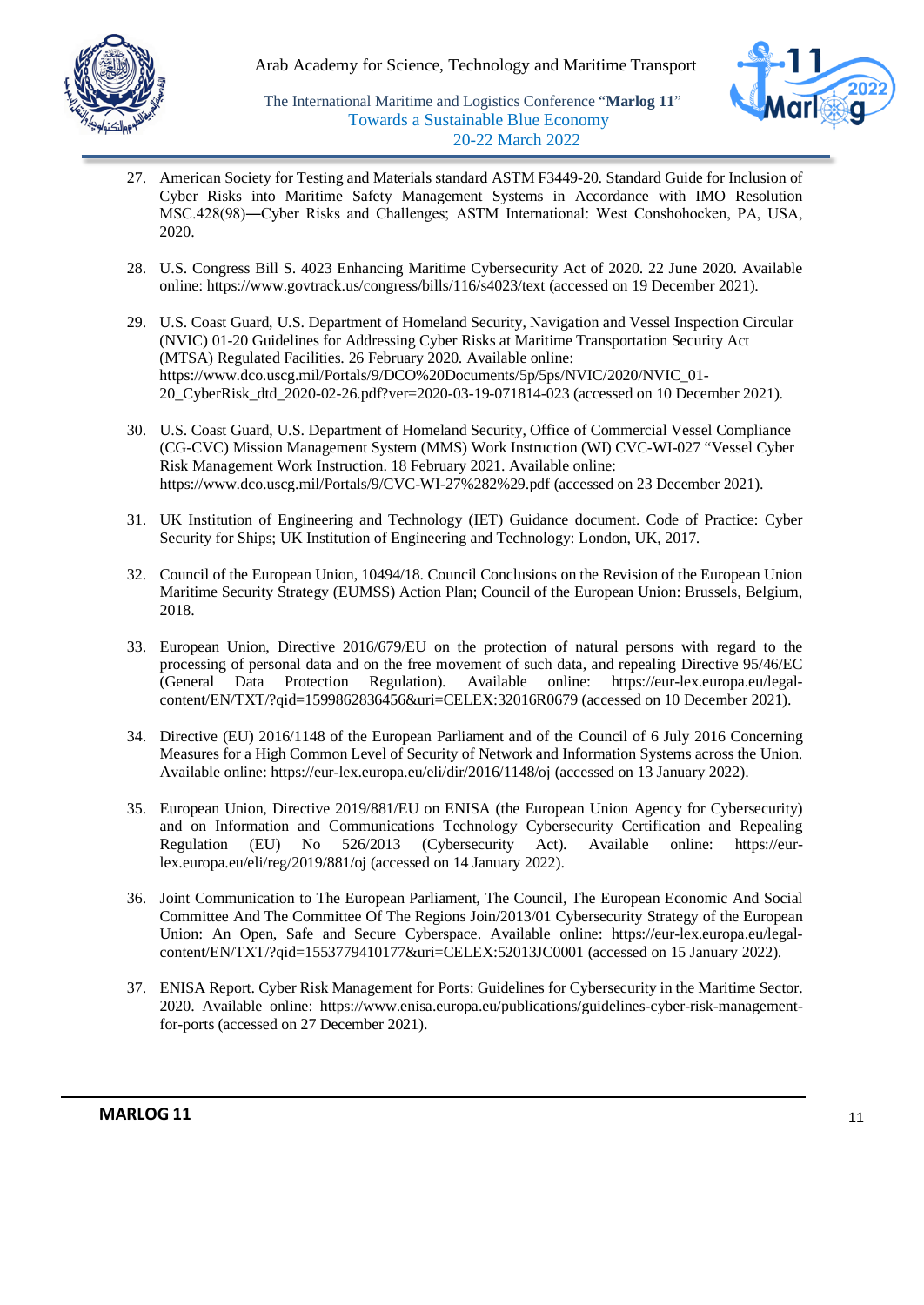27. American Society for Testing and Materials standard ASTM F3449-20. Standard Guide for Inclusion of Cyber Risks into Maritime Safety Management Systems in Accordance with IMO Resolution MSC.428(98)—Cyber Risks and Challenges; ASTM International: West Conshohocken, PA, USA, 2020.

28. U.S. Congress Bill S. 4023 Enhancing Maritime Cybersecurity Act of 2020. 22 June 2020. Available online: https://www.govtrack.us/congress/bills/116/s4023/text (accessed on 19 December 2021).

29. U.S. Coast Guard, U.S. Department of Homeland Security, Navigation and Vessel Inspection Circular (NVIC) 01-20 Guidelines for Addressing Cyber Risks at Maritime Transportation Security Act (MTSA) Regulated Facilities. 26 February 2020. Available online: https://www.dco.uscg.mil/Portals/9/DCO%20Documents/5p/5ps/NVIC/2020/NVIC_01-20_CyberRisk_dtd_2020-02-26.pdf?ver=2020-03-19-071814-023 (accessed on 10 December 2021).

30. U.S. Coast Guard, U.S. Department of Homeland Security, Office of Commercial Vessel Compliance (CG-CVC) Mission Management System (MMS) Work Instruction (WI) CVC-WI-027 "Vessel Cyber Risk Management Work Instruction. 18 February 2021. Available online: https://www.dco.uscg.mil/Portals/9/CVC-WI-27%282%29.pdf (accessed on 23 December 2021).

31. UK Institution of Engineering and Technology (IET) Guidance document. Code of Practice: Cyber Security for Ships; UK Institution of Engineering and Technology: London, UK, 2017.

32. Council of the European Union, 10494/18. Council Conclusions on the Revision of the European Union Maritime Security Strategy (EUMSS) Action Plan; Council of the European Union: Brussels, Belgium, 2018.

33. European Union, Directive 2016/679/EU on the protection of natural persons with regard to the processing of personal data and on the free movement of such data, and repealing Directive 95/46/EC (General Data Protection Regulation). Available online: https://eur-lex.europa.eu/legal-content/EN/TXT/?qid=1599862836456&uri=CELEX:32016R0679 (accessed on 10 December 2021).

34. Directive (EU) 2016/1148 of the European Parliament and of the Council of 6 July 2016 Concerning Measures for a High Common Level of Security of Network and Information Systems across the Union. Available online: https://eur-lex.europa.eu/eli/dir/2016/1148/oj (accessed on 13 January 2022).

35. European Union, Directive 2019/881/EU on ENISA (the European Union Agency for Cybersecurity) and on Information and Communications Technology Cybersecurity Certification and Repealing Regulation (EU) No 526/2013 (Cybersecurity Act). Available online: https://eur-lex.europa.eu/eli/reg/2019/881/oj (accessed on 14 January 2022).

36. Joint Communication to The European Parliament, The Council, The European Economic And Social Committee And The Committee Of The Regions Join/2013/01 Cybersecurity Strategy of the European Union: An Open, Safe and Secure Cyberspace. Available online: https://eur-lex.europa.eu/legal-content/EN/TXT/?qid=1553779410177&uri=CELEX:52013JC0001 (accessed on 15 January 2022).

37. ENISA Report. Cyber Risk Management for Ports: Guidelines for Cybersecurity in the Maritime Sector. 2020. Available online: https://www.enisa.europa.eu/publications/guidelines-cyber-risk-management-for-ports (accessed on 27 December 2021).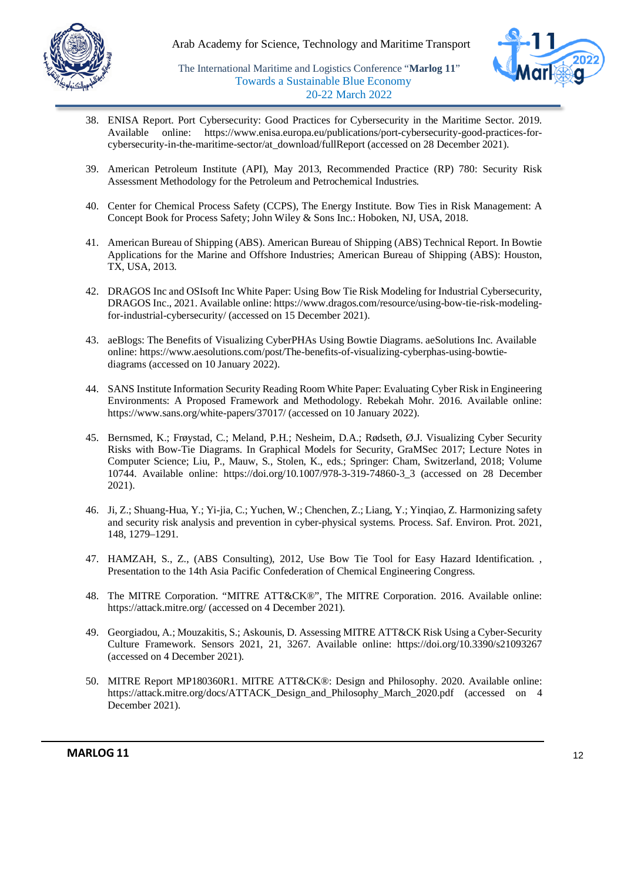38. ENISA Report. Port Cybersecurity: Good Practices for Cybersecurity in the Maritime Sector. 2019. Available online: https://www.enisa.europa.eu/publications/port-cybersecurity-good-practices-for-cybersecurity-in-the-maritime-sector/at_download/fullReport (accessed on 28 December 2021).

39. American Petroleum Institute (API), May 2013, Recommended Practice (RP) 780: Security Risk Assessment Methodology for the Petroleum and Petrochemical Industries.

40. Center for Chemical Process Safety (CCPS), The Energy Institute. Bow Ties in Risk Management: A Concept Book for Process Safety; John Wiley & Sons Inc.: Hoboken, NJ, USA, 2018.

41. American Bureau of Shipping (ABS). American Bureau of Shipping (ABS) Technical Report. In Bowtie Applications for the Marine and Offshore Industries; American Bureau of Shipping (ABS): Houston, TX, USA, 2013.

42. DRAGOS Inc and OSIsoft Inc White Paper: Using Bow Tie Risk Modeling for Industrial Cybersecurity, DRAGOS Inc., 2021. Available online: https://www.dragos.com/resource/using-bow-tie-risk-modeling-for-industrial-cybersecurity/ (accessed on 15 December 2021).

43. aeBlogs: The Benefits of Visualizing CyberPHAs Using Bowtie Diagrams. aeSolutions Inc. Available online: https://www.aesolutions.com/post/The-benefits-of-visualizing-cyberphas-using-bowtie-diagrams (accessed on 10 January 2022).

44. SANS Institute Information Security Reading Room White Paper: Evaluating Cyber Risk in Engineering Environments: A Proposed Framework and Methodology. Rebekah Mohr. 2016. Available online: https://www.sans.org/white-papers/37017/ (accessed on 10 January 2022).

45. Bernsmed, K.; Frøystad, C.; Meland, P.H.; Nesheim, D.A.; Rødseth, Ø.J. Visualizing Cyber Security Risks with Bow-Tie Diagrams. In Graphical Models for Security, GraMSec 2017; Lecture Notes in Computer Science; Liu, P., Mauw, S., Stolen, K., eds.; Springer: Cham, Switzerland, 2018; Volume 10744. Available online: https://doi.org/10.1007/978-3-319-74860-3_3 (accessed on 28 December 2021).

46. Ji, Z.; Shuang-Hua, Y.; Yi-jia, C.; Yuchen, W.; Chenchen, Z.; Liang, Y.; Yinqiao, Z. Harmonizing safety and security risk analysis and prevention in cyber-physical systems. Process. Saf. Environ. Prot. 2021, 148, 1279–1291.

47. HAMZAH, S., Z., (ABS Consulting), 2012, Use Bow Tie Tool for Easy Hazard Identification. , Presentation to the 14th Asia Pacific Confederation of Chemical Engineering Congress.

48. The MITRE Corporation. "MITRE ATT&CK®", The MITRE Corporation. 2016. Available online: https://attack.mitre.org/ (accessed on 4 December 2021).

49. Georgiadou, A.; Mouzakitis, S.; Askounis, D. Assessing MITRE ATT&CK Risk Using a Cyber-Security Culture Framework. Sensors 2021, 21, 3267. Available online: https://doi.org/10.3390/s21093267 (accessed on 4 December 2021).

50. MITRE Report MP180360R1. MITRE ATT&CK®: Design and Philosophy. 2020. Available online: https://attack.mitre.org/docs/ATTACK_Design_and_Philosophy_March_2020.pdf (accessed on 4 December 2021).